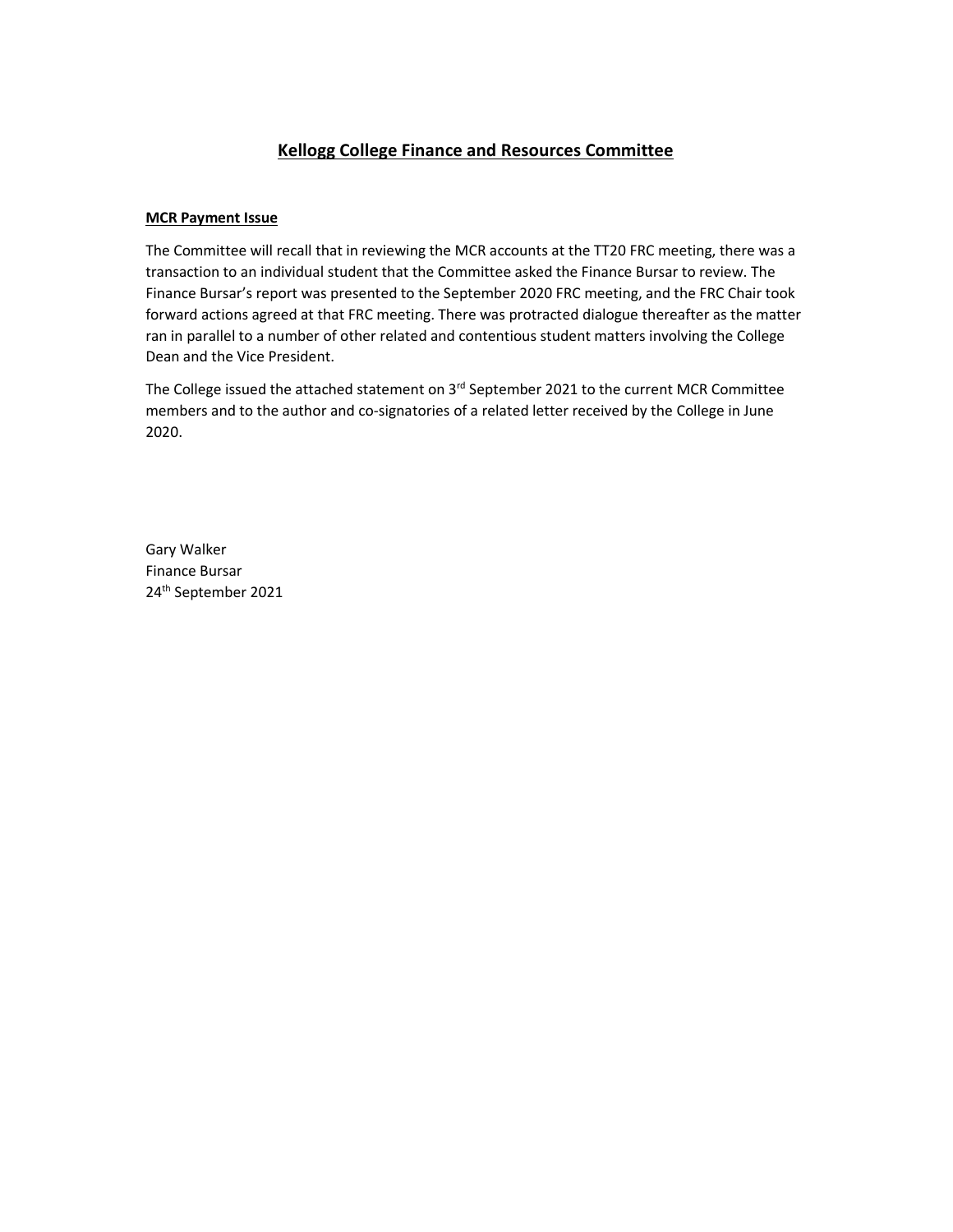# Kellogg College Finance and Resources Committee

## MCR Payment Issue

The Committee will recall that in reviewing the MCR accounts at the TT20 FRC meeting, there was a transaction to an individual student that the Committee asked the Finance Bursar to review. The Finance Bursar's report was presented to the September 2020 FRC meeting, and the FRC Chair took forward actions agreed at that FRC meeting. There was protracted dialogue thereafter as the matter ran in parallel to a number of other related and contentious student matters involving the College Dean and the Vice President.

The College issued the attached statement on 3rd September 2021 to the current MCR Committee members and to the author and co-signatories of a related letter received by the College in June 2020.

Gary Walker
Finance Bursar
24th September 2021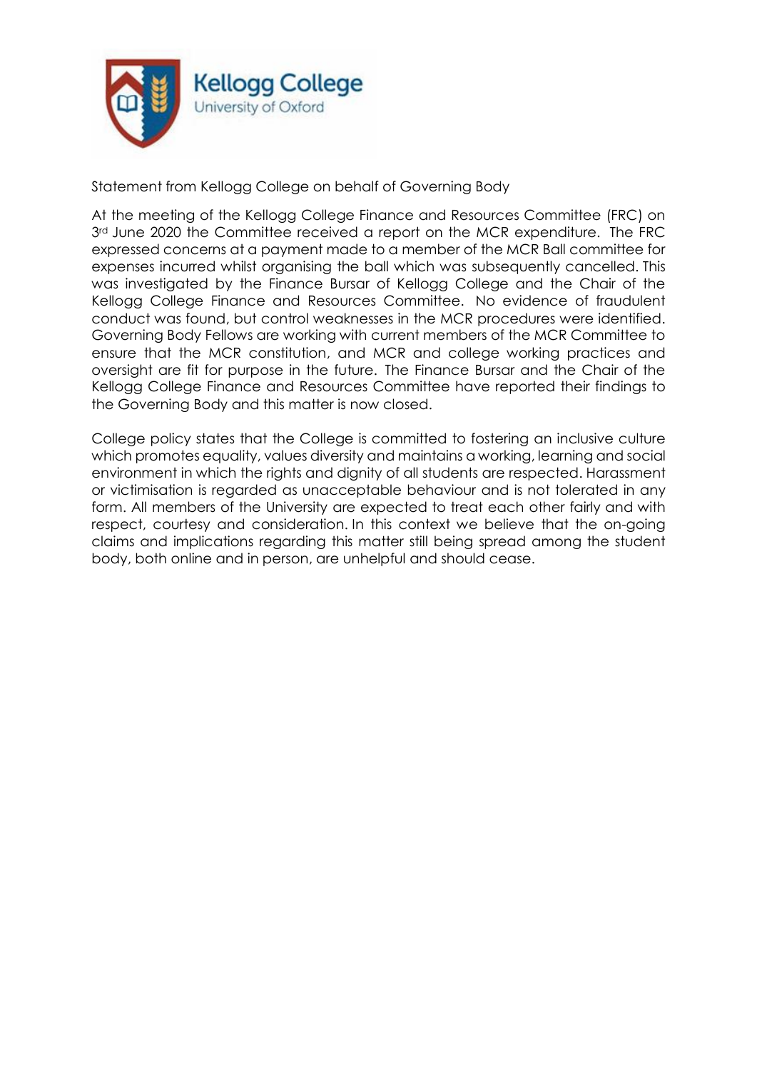Kellogg College
University of Oxford

Statement from Kellogg College on behalf of Governing Body

At the meeting of the Kellogg College Finance and Resources Committee (FRC) on 3rd June 2020 the Committee received a report on the MCR expenditure. The FRC expressed concerns at a payment made to a member of the MCR Ball committee for expenses incurred whilst organising the ball which was subsequently cancelled. This was investigated by the Finance Bursar of Kellogg College and the Chair of the Kellogg College Finance and Resources Committee. No evidence of fraudulent conduct was found, but control weaknesses in the MCR procedures were identified. Governing Body Fellows are working with current members of the MCR Committee to ensure that the MCR constitution, and MCR and college working practices and oversight are fit for purpose in the future. The Finance Bursar and the Chair of the Kellogg College Finance and Resources Committee have reported their findings to the Governing Body and this matter is now closed.

College policy states that the College is committed to fostering an inclusive culture which promotes equality, values diversity and maintains a working, learning and social environment in which the rights and dignity of all students are respected. Harassment or victimisation is regarded as unacceptable behaviour and is not tolerated in any form. All members of the University are expected to treat each other fairly and with respect, courtesy and consideration. In this context we believe that the on-going claims and implications regarding this matter still being spread among the student body, both online and in person, are unhelpful and should cease.